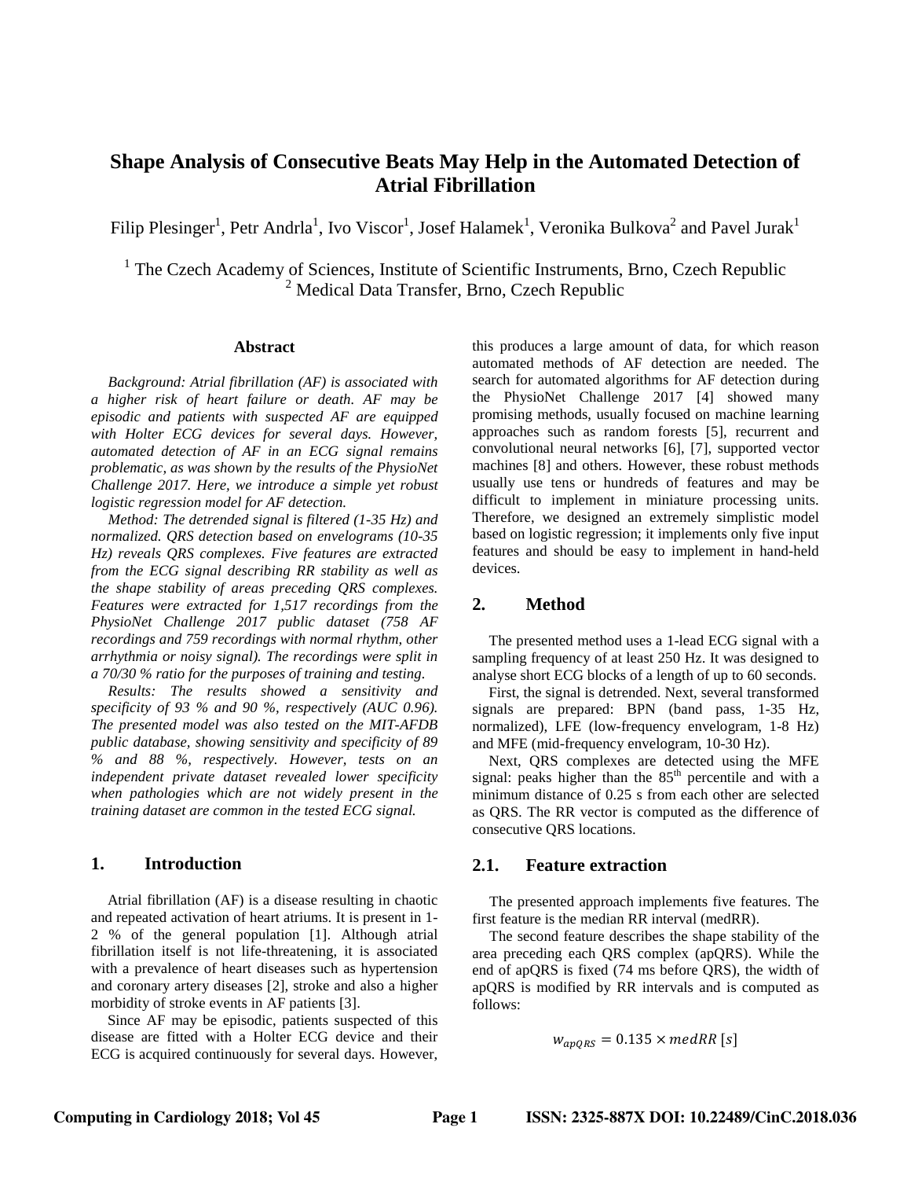# Shape Analysis of Consecutive Beats May Help in the Automated Detection of Atrial Fibrillation

Filip Plesinger[1], Petr Andrla[1], Ivo Viscor[1], Josef Halamek[1], Veronika Bulkova[2] and Pavel Jurak[1]

[1] The Czech Academy of Sciences, Institute of Scientific Instruments, Brno, Czech Republic
[2] Medical Data Transfer, Brno, Czech Republic

### Abstract

*Background: Atrial fibrillation (AF) is associated with a higher risk of heart failure or death. AF may be episodic and patients with suspected AF are equipped with Holter ECG devices for several days. However, automated detection of AF in an ECG signal remains problematic, as was shown by the results of the PhysioNet Challenge 2017. Here, we introduce a simple yet robust logistic regression model for AF detection.*

*Method: The detrended signal is filtered (1-35 Hz) and normalized. QRS detection based on envelograms (10-35 Hz) reveals QRS complexes. Five features are extracted from the ECG signal describing RR stability as well as the shape stability of areas preceding QRS complexes. Features were extracted for 1,517 recordings from the PhysioNet Challenge 2017 public dataset (758 AF recordings and 759 recordings with normal rhythm, other arrhythmia or noisy signal). The recordings were split in a 70/30 % ratio for the purposes of training and testing.*

*Results: The results showed a sensitivity and specificity of 93 % and 90 %, respectively (AUC 0.96). The presented model was also tested on the MIT-AFDB public database, showing sensitivity and specificity of 89 % and 88 %, respectively. However, tests on an independent private dataset revealed lower specificity when pathologies which are not widely present in the training dataset are common in the tested ECG signal.*

## 1. Introduction

Atrial fibrillation (AF) is a disease resulting in chaotic and repeated activation of heart atriums. It is present in 1-2 % of the general population [1]. Although atrial fibrillation itself is not life-threatening, it is associated with a prevalence of heart diseases such as hypertension and coronary artery diseases [2], stroke and also a higher morbidity of stroke events in AF patients [3].

Since AF may be episodic, patients suspected of this disease are fitted with a Holter ECG device and their ECG is acquired continuously for several days. However, this produces a large amount of data, for which reason automated methods of AF detection are needed. The search for automated algorithms for AF detection during the PhysioNet Challenge 2017 [4] showed many promising methods, usually focused on machine learning approaches such as random forests [5], recurrent and convolutional neural networks [6], [7], supported vector machines [8] and others. However, these robust methods usually use tens or hundreds of features and may be difficult to implement in miniature processing units. Therefore, we designed an extremely simplistic model based on logistic regression; it implements only five input features and should be easy to implement in hand-held devices.

## 2. Method

The presented method uses a 1-lead ECG signal with a sampling frequency of at least 250 Hz. It was designed to analyse short ECG blocks of a length of up to 60 seconds.

First, the signal is detrended. Next, several transformed signals are prepared: BPN (band pass, 1-35 Hz, normalized), LFE (low-frequency envelogram, 1-8 Hz) and MFE (mid-frequency envelogram, 10-30 Hz).

Next, QRS complexes are detected using the MFE signal: peaks higher than the 85$^{th}$ percentile and with a minimum distance of 0.25 s from each other are selected as QRS. The RR vector is computed as the difference of consecutive QRS locations.

## 2.1. Feature extraction

The presented approach implements five features. The first feature is the median RR interval (medRR).

The second feature describes the shape stability of the area preceding each QRS complex (apQRS). While the end of apQRS is fixed (74 ms before QRS), the width of apQRS is modified by RR intervals and is computed as follows:

$$w_{apQRS} = 0.135 \times medRR\ [s]$$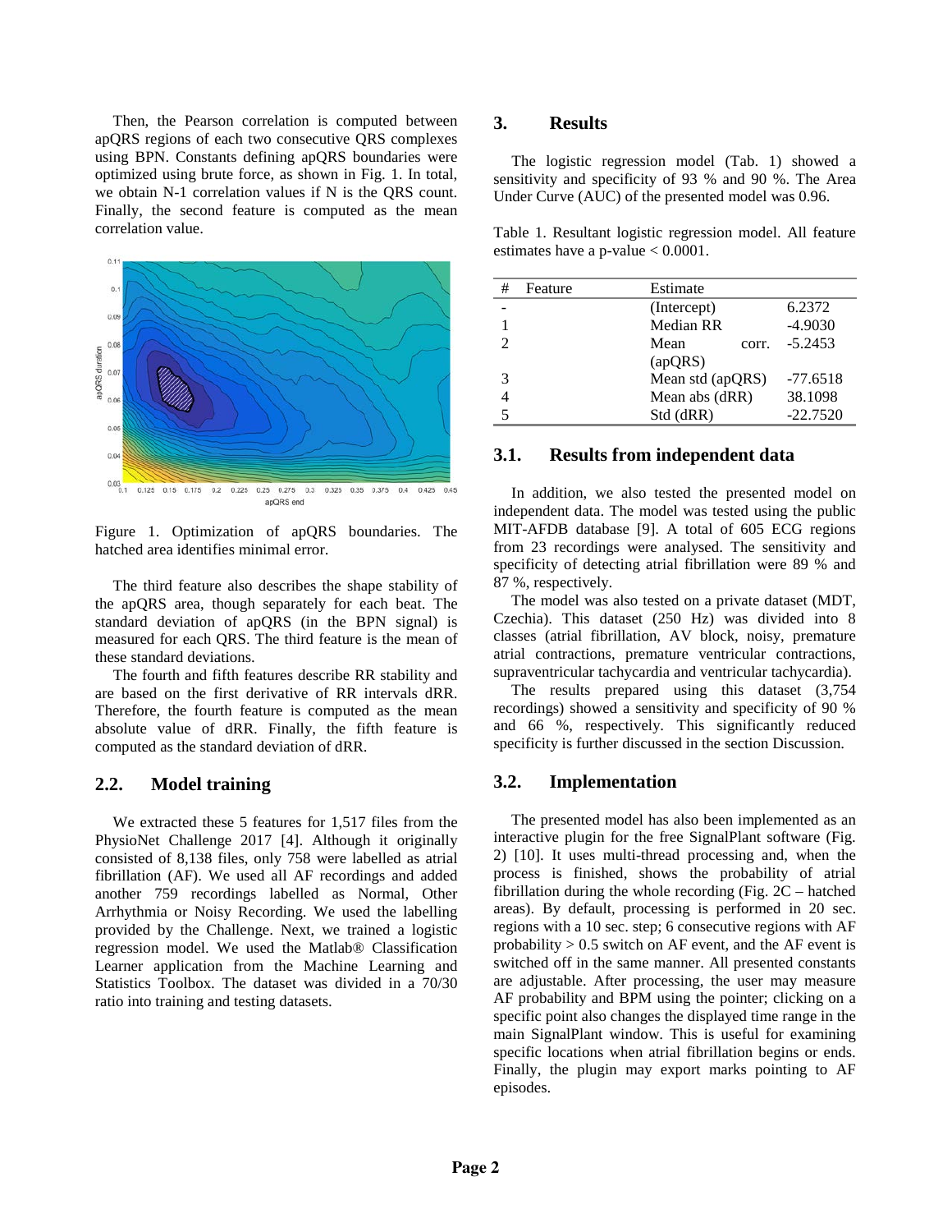Then, the Pearson correlation is computed between apQRS regions of each two consecutive QRS complexes using BPN. Constants defining apQRS boundaries were optimized using brute force, as shown in Fig. 1. In total, we obtain N-1 correlation values if N is the QRS count. Finally, the second feature is computed as the mean correlation value.

Figure 1. Optimization of apQRS boundaries. The hatched area identifies minimal error.

The third feature also describes the shape stability of the apQRS area, though separately for each beat. The standard deviation of apQRS (in the BPN signal) is measured for each QRS. The third feature is the mean of these standard deviations.

The fourth and fifth features describe RR stability and are based on the first derivative of RR intervals dRR. Therefore, the fourth feature is computed as the mean absolute value of dRR. Finally, the fifth feature is computed as the standard deviation of dRR.

## 2.2. Model training

We extracted these 5 features for 1,517 files from the PhysioNet Challenge 2017 [4]. Although it originally consisted of 8,138 files, only 758 were labelled as atrial fibrillation (AF). We used all AF recordings and added another 759 recordings labelled as Normal, Other Arrhythmia or Noisy Recording. We used the labelling provided by the Challenge. Next, we trained a logistic regression model. We used the Matlab® Classification Learner application from the Machine Learning and Statistics Toolbox. The dataset was divided in a 70/30 ratio into training and testing datasets.

# 3. Results

The logistic regression model (Tab. 1) showed a sensitivity and specificity of 93 % and 90 %. The Area Under Curve (AUC) of the presented model was 0.96.

Table 1. Resultant logistic regression model. All feature estimates have a p-value < 0.0001.

| # | Feature | Estimate |
|---|---|---|
| - | (Intercept) | 6.2372 |
| 1 | Median RR | -4.9030 |
| 2 | Mean corr. (apQRS) | -5.2453 |
| 3 | Mean std (apQRS) | -77.6518 |
| 4 | Mean abs (dRR) | 38.1098 |
| 5 | Std (dRR) | -22.7520 |

## 3.1. Results from independent data

In addition, we also tested the presented model on independent data. The model was tested using the public MIT-AFDB database [9]. A total of 605 ECG regions from 23 recordings were analysed. The sensitivity and specificity of detecting atrial fibrillation were 89 % and 87 %, respectively.

The model was also tested on a private dataset (MDT, Czechia). This dataset (250 Hz) was divided into 8 classes (atrial fibrillation, AV block, noisy, premature atrial contractions, premature ventricular contractions, supraventricular tachycardia and ventricular tachycardia).

The results prepared using this dataset (3,754 recordings) showed a sensitivity and specificity of 90 % and 66 %, respectively. This significantly reduced specificity is further discussed in the section Discussion.

## 3.2. Implementation

The presented model has also been implemented as an interactive plugin for the free SignalPlant software (Fig. 2) [10]. It uses multi-thread processing and, when the process is finished, shows the probability of atrial fibrillation during the whole recording (Fig. 2C – hatched areas). By default, processing is performed in 20 sec. regions with a 10 sec. step; 6 consecutive regions with AF probability > 0.5 switch on AF event, and the AF event is switched off in the same manner. All presented constants are adjustable. After processing, the user may measure AF probability and BPM using the pointer; clicking on a specific point also changes the displayed time range in the main SignalPlant window. This is useful for examining specific locations when atrial fibrillation begins or ends. Finally, the plugin may export marks pointing to AF episodes.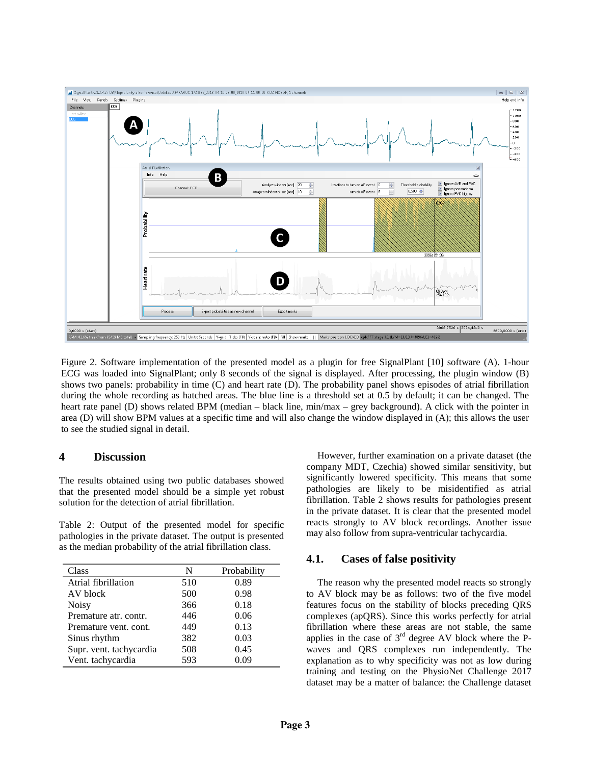Figure 2. Software implementation of the presented model as a plugin for free SignalPlant [10] software (A). 1-hour ECG was loaded into SignalPlant; only 8 seconds of the signal is displayed. After processing, the plugin window (B) shows two panels: probability in time (C) and heart rate (D). The probability panel shows episodes of atrial fibrillation during the whole recording as hatched areas. The blue line is a threshold set at 0.5 by default; it can be changed. The heart rate panel (D) shows related BPM (median – black line, min/max – grey background). A click with the pointer in area (D) will show BPM values at a specific time and will also change the window displayed in (A); this allows the user to see the studied signal in detail.

## 4 Discussion

The results obtained using two public databases showed that the presented model should be a simple yet robust solution for the detection of atrial fibrillation.

Table 2: Output of the presented model for specific pathologies in the private dataset. The output is presented as the median probability of the atrial fibrillation class.

| Class | N | Probability |
|---|---|---|
| Atrial fibrillation | 510 | 0.89 |
| AV block | 500 | 0.98 |
| Noisy | 366 | 0.18 |
| Premature atr. contr. | 446 | 0.06 |
| Premature vent. cont. | 449 | 0.13 |
| Sinus rhythm | 382 | 0.03 |
| Supr. vent. tachycardia | 508 | 0.45 |
| Vent. tachycardia | 593 | 0.09 |

However, further examination on a private dataset (the company MDT, Czechia) showed similar sensitivity, but significantly lowered specificity. This means that some pathologies are likely to be misidentified as atrial fibrillation. Table 2 shows results for pathologies present in the private dataset. It is clear that the presented model reacts strongly to AV block recordings. Another issue may also follow from supra-ventricular tachycardia.

### 4.1. Cases of false positivity

The reason why the presented model reacts so strongly to AV block may be as follows: two of the five model features focus on the stability of blocks preceding QRS complexes (apQRS). Since this works perfectly for atrial fibrillation where these areas are not stable, the same applies in the case of 3rd degree AV block where the P-waves and QRS complexes run independently. The explanation as to why specificity was not as low during training and testing on the PhysioNet Challenge 2017 dataset may be a matter of balance: the Challenge dataset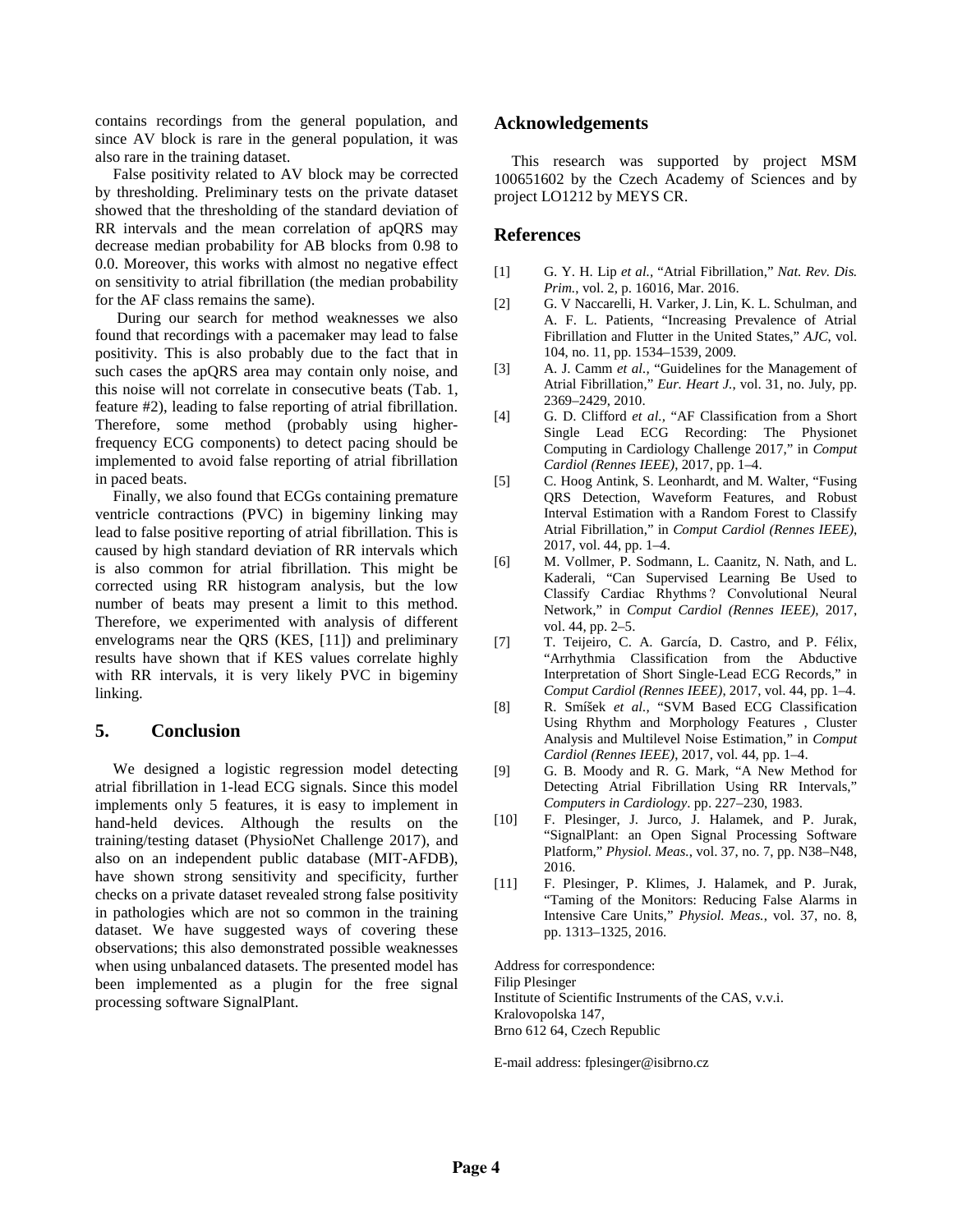contains recordings from the general population, and since AV block is rare in the general population, it was also rare in the training dataset.

False positivity related to AV block may be corrected by thresholding. Preliminary tests on the private dataset showed that the thresholding of the standard deviation of RR intervals and the mean correlation of apQRS may decrease median probability for AB blocks from 0.98 to 0.0. Moreover, this works with almost no negative effect on sensitivity to atrial fibrillation (the median probability for the AF class remains the same).

During our search for method weaknesses we also found that recordings with a pacemaker may lead to false positivity. This is also probably due to the fact that in such cases the apQRS area may contain only noise, and this noise will not correlate in consecutive beats (Tab. 1, feature #2), leading to false reporting of atrial fibrillation. Therefore, some method (probably using higher-frequency ECG components) to detect pacing should be implemented to avoid false reporting of atrial fibrillation in paced beats.

Finally, we also found that ECGs containing premature ventricle contractions (PVC) in bigeminy linking may lead to false positive reporting of atrial fibrillation. This is caused by high standard deviation of RR intervals which is also common for atrial fibrillation. This might be corrected using RR histogram analysis, but the low number of beats may present a limit to this method. Therefore, we experimented with analysis of different envelograms near the QRS (KES, [11]) and preliminary results have shown that if KES values correlate highly with RR intervals, it is very likely PVC in bigeminy linking.

## 5. Conclusion

We designed a logistic regression model detecting atrial fibrillation in 1-lead ECG signals. Since this model implements only 5 features, it is easy to implement in hand-held devices. Although the results on the training/testing dataset (PhysioNet Challenge 2017), and also on an independent public database (MIT-AFDB), have shown strong sensitivity and specificity, further checks on a private dataset revealed strong false positivity in pathologies which are not so common in the training dataset. We have suggested ways of covering these observations; this also demonstrated possible weaknesses when using unbalanced datasets. The presented model has been implemented as a plugin for the free signal processing software SignalPlant.

## Acknowledgements

This research was supported by project MSM 100651602 by the Czech Academy of Sciences and by project LO1212 by MEYS CR.

## References

[1] G. Y. H. Lip *et al.*, "Atrial Fibrillation," *Nat. Rev. Dis. Prim.*, vol. 2, p. 16016, Mar. 2016.

[2] G. V Naccarelli, H. Varker, J. Lin, K. L. Schulman, and A. F. L. Patients, "Increasing Prevalence of Atrial Fibrillation and Flutter in the United States," *AJC*, vol. 104, no. 11, pp. 1534–1539, 2009.

[3] A. J. Camm *et al.*, "Guidelines for the Management of Atrial Fibrillation," *Eur. Heart J.*, vol. 31, no. July, pp. 2369–2429, 2010.

[4] G. D. Clifford *et al.*, "AF Classification from a Short Single Lead ECG Recording: The Physionet Computing in Cardiology Challenge 2017," in *Comput Cardiol (Rennes IEEE)*, 2017, pp. 1–4.

[5] C. Hoog Antink, S. Leonhardt, and M. Walter, "Fusing QRS Detection, Waveform Features, and Robust Interval Estimation with a Random Forest to Classify Atrial Fibrillation," in *Comput Cardiol (Rennes IEEE)*, 2017, vol. 44, pp. 1–4.

[6] M. Vollmer, P. Sodmann, L. Caanitz, N. Nath, and L. Kaderali, "Can Supervised Learning Be Used to Classify Cardiac Rhythms ? Convolutional Neural Network," in *Comput Cardiol (Rennes IEEE)*, 2017, vol. 44, pp. 2–5.

[7] T. Teijeiro, C. A. García, D. Castro, and P. Félix, "Arrhythmia Classification from the Abductive Interpretation of Short Single-Lead ECG Records," in *Comput Cardiol (Rennes IEEE)*, 2017, vol. 44, pp. 1–4.

[8] R. Smíšek *et al.*, "SVM Based ECG Classification Using Rhythm and Morphology Features , Cluster Analysis and Multilevel Noise Estimation," in *Comput Cardiol (Rennes IEEE)*, 2017, vol. 44, pp. 1–4.

[9] G. B. Moody and R. G. Mark, "A New Method for Detecting Atrial Fibrillation Using RR Intervals," *Computers in Cardiology*. pp. 227–230, 1983.

[10] F. Plesinger, J. Jurco, J. Halamek, and P. Jurak, "SignalPlant: an Open Signal Processing Software Platform," *Physiol. Meas.*, vol. 37, no. 7, pp. N38–N48, 2016.

[11] F. Plesinger, P. Klimes, J. Halamek, and P. Jurak, "Taming of the Monitors: Reducing False Alarms in Intensive Care Units," *Physiol. Meas.*, vol. 37, no. 8, pp. 1313–1325, 2016.

Address for correspondence:
Filip Plesinger
Institute of Scientific Instruments of the CAS, v.v.i.
Kralovopolska 147,
Brno 612 64, Czech Republic

E-mail address: fplesinger@isibrno.cz